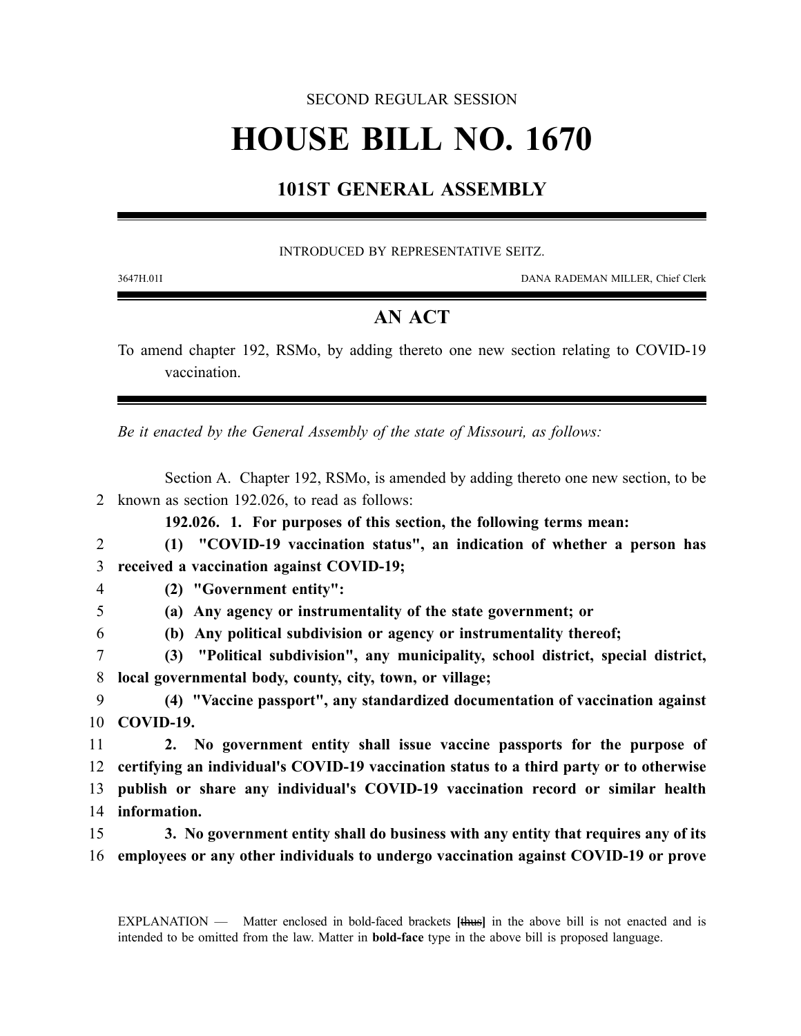SECOND REGULAR SESSION

# HOUSE BILL NO. 1670

## 101ST GENERAL ASSEMBLY

INTRODUCED BY REPRESENTATIVE SEITZ.

3647H.01I DANA RADEMAN MILLER, Chief Clerk

## AN ACT

To amend chapter 192, RSMo, by adding thereto one new section relating to COVID-19 vaccination.

*Be it enacted by the General Assembly of the state of Missouri, as follows:*

Section A. Chapter 192, RSMo, is amended by adding thereto one new section, to be known as section 192.026, to read as follows:

**192.026. 1. For purposes of this section, the following terms mean:**

**(1) "COVID-19 vaccination status", an indication of whether a person has received a vaccination against COVID-19;**

**(2) "Government entity":**

**(a) Any agency or instrumentality of the state government; or**

**(b) Any political subdivision or agency or instrumentality thereof;**

**(3) "Political subdivision", any municipality, school district, special district, local governmental body, county, city, town, or village;**

**(4) "Vaccine passport", any standardized documentation of vaccination against COVID-19.**

**2. No government entity shall issue vaccine passports for the purpose of certifying an individual's COVID-19 vaccination status to a third party or to otherwise publish or share any individual's COVID-19 vaccination record or similar health information.**

**3. No government entity shall do business with any entity that requires any of its employees or any other individuals to undergo vaccination against COVID-19 or prove**

EXPLANATION — Matter enclosed in bold-faced brackets **[**~~thus~~**]** in the above bill is not enacted and is intended to be omitted from the law. Matter in **bold-face** type in the above bill is proposed language.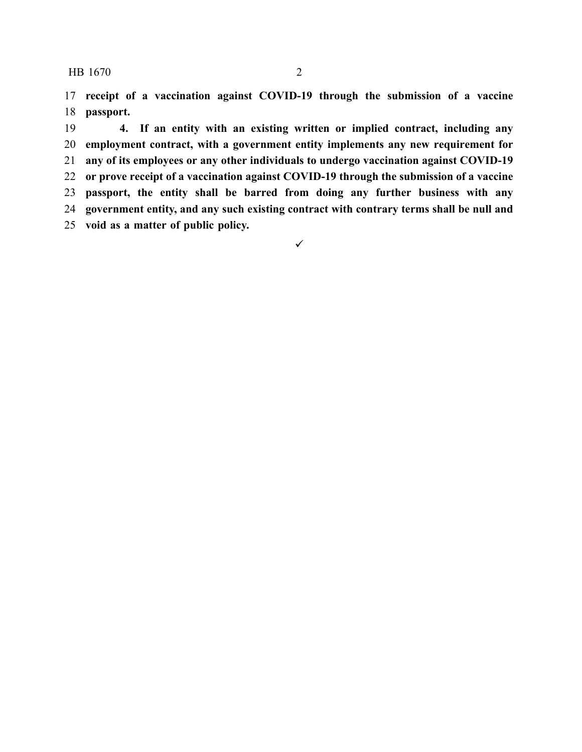**receipt of a vaccination against COVID-19 through the submission of a vaccine passport.**

**4. If an entity with an existing written or implied contract, including any employment contract, with a government entity implements any new requirement for any of its employees or any other individuals to undergo vaccination against COVID-19 or prove receipt of a vaccination against COVID-19 through the submission of a vaccine passport, the entity shall be barred from doing any further business with any government entity, and any such existing contract with contrary terms shall be null and void as a matter of public policy.**

✓